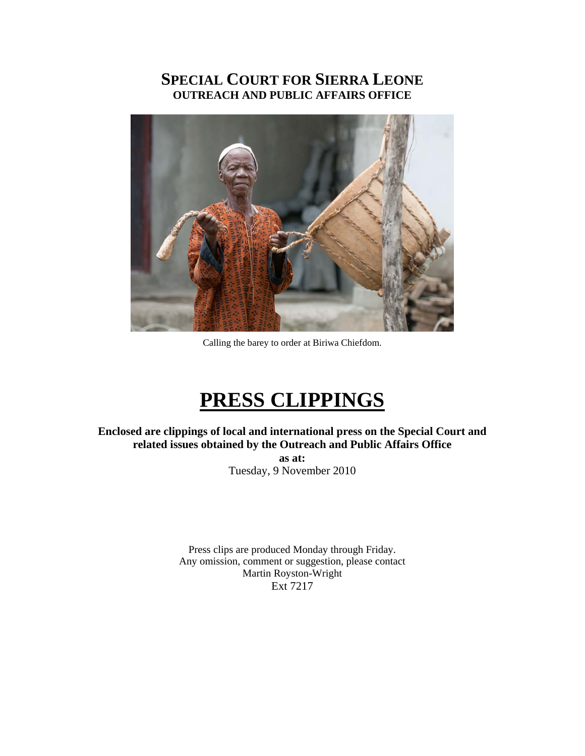# SPECIAL COURT FOR SIERRA LEONE
## OUTREACH AND PUBLIC AFFAIRS OFFICE

Calling the barey to order at Biriwa Chiefdom.

# PRESS CLIPPINGS

**Enclosed are clippings of local and international press on the Special Court and related issues obtained by the Outreach and Public Affairs Office**

**as at:**

Tuesday, 9 November 2010

Press clips are produced Monday through Friday.
Any omission, comment or suggestion, please contact
Martin Royston-Wright
Ext 7217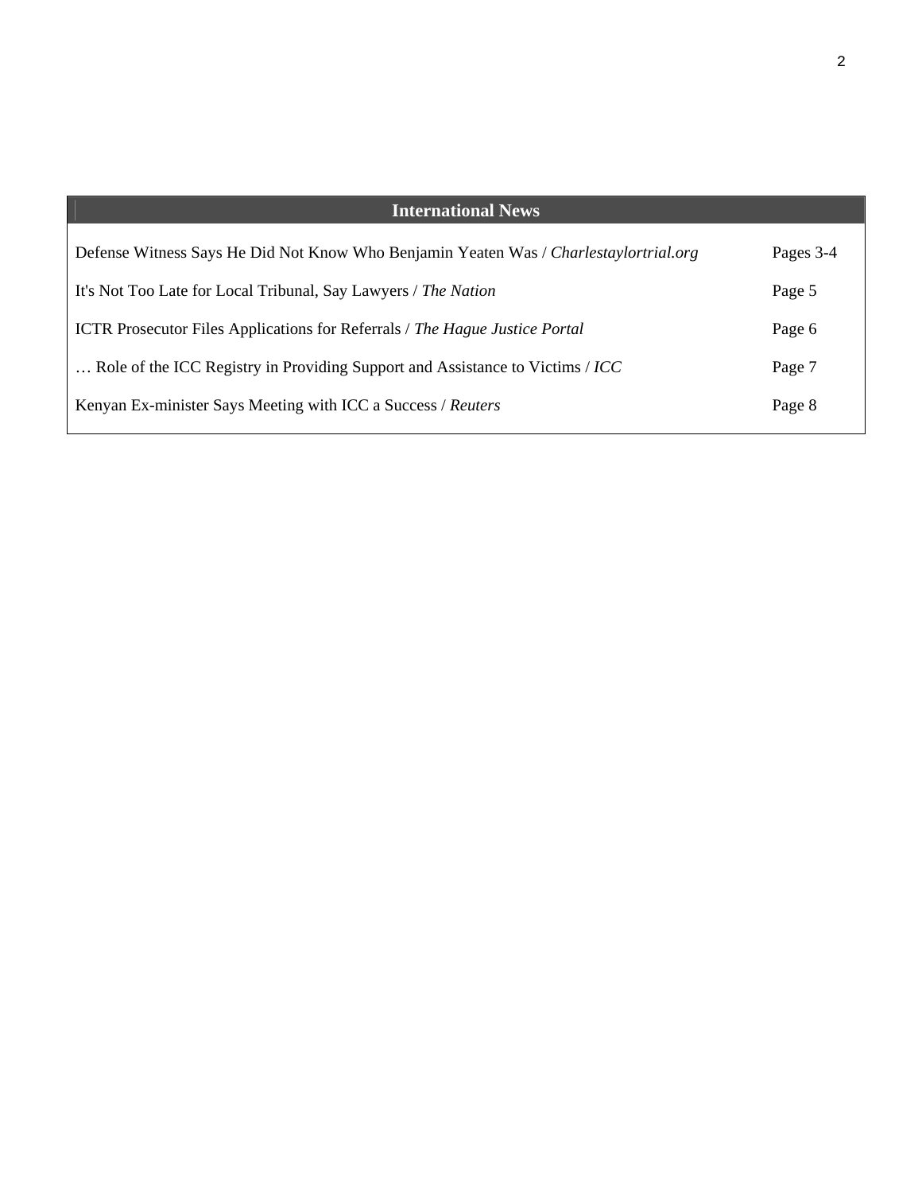## International News

| | |
|---|---|
| Defense Witness Says He Did Not Know Who Benjamin Yeaten Was / *Charlestaylortrial.org* | Pages 3-4 |
| It's Not Too Late for Local Tribunal, Say Lawyers / *The Nation* | Page 5 |
| ICTR Prosecutor Files Applications for Referrals / *The Hague Justice Portal* | Page 6 |
| … Role of the ICC Registry in Providing Support and Assistance to Victims / *ICC* | Page 7 |
| Kenyan Ex-minister Says Meeting with ICC a Success / *Reuters* | Page 8 |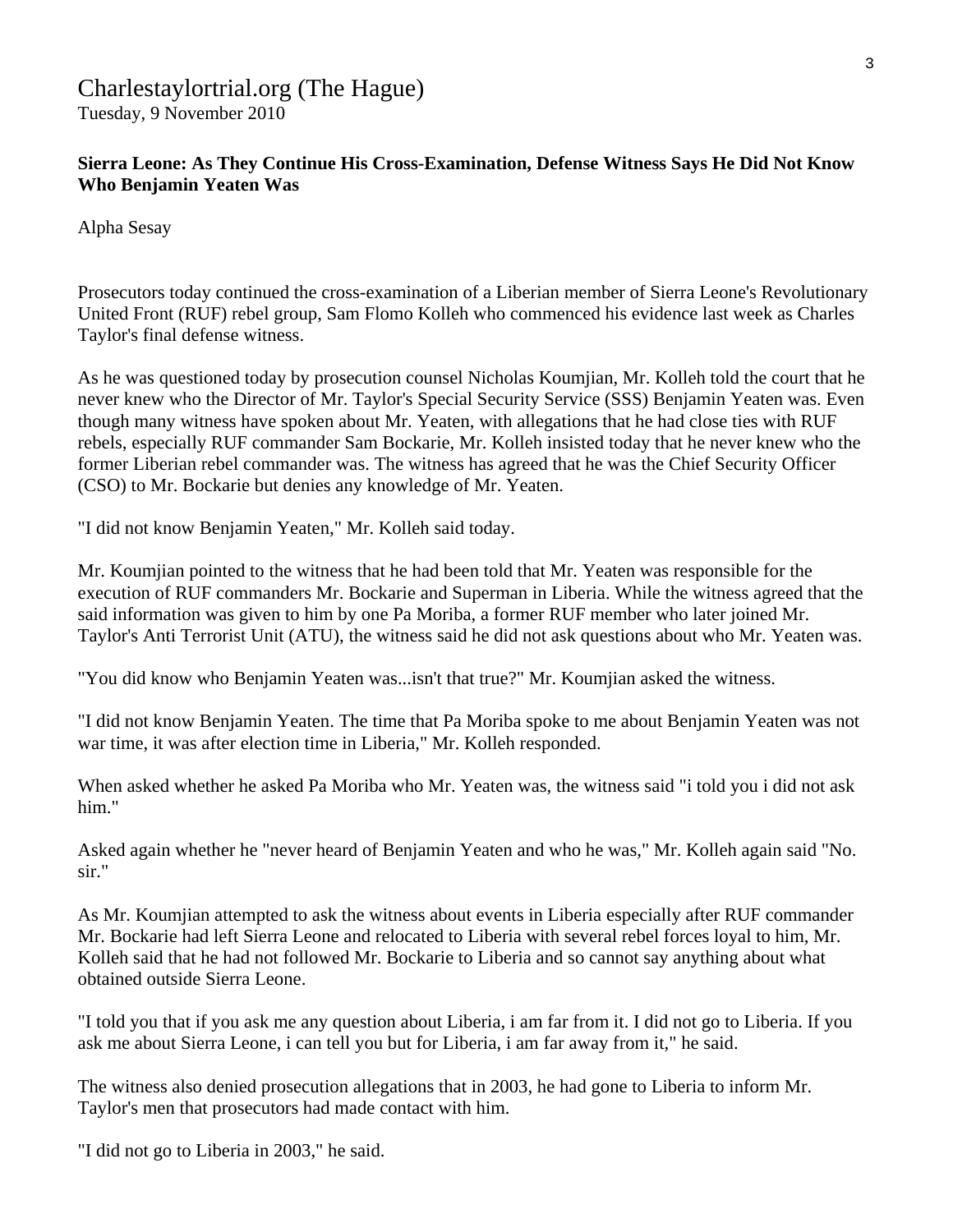Charlestaylortrial.org (The Hague)
Tuesday, 9 November 2010

**Sierra Leone: As They Continue His Cross-Examination, Defense Witness Says He Did Not Know Who Benjamin Yeaten Was**

Alpha Sesay

Prosecutors today continued the cross-examination of a Liberian member of Sierra Leone's Revolutionary United Front (RUF) rebel group, Sam Flomo Kolleh who commenced his evidence last week as Charles Taylor's final defense witness.

As he was questioned today by prosecution counsel Nicholas Koumjian, Mr. Kolleh told the court that he never knew who the Director of Mr. Taylor's Special Security Service (SSS) Benjamin Yeaten was. Even though many witness have spoken about Mr. Yeaten, with allegations that he had close ties with RUF rebels, especially RUF commander Sam Bockarie, Mr. Kolleh insisted today that he never knew who the former Liberian rebel commander was. The witness has agreed that he was the Chief Security Officer (CSO) to Mr. Bockarie but denies any knowledge of Mr. Yeaten.

"I did not know Benjamin Yeaten," Mr. Kolleh said today.

Mr. Koumjian pointed to the witness that he had been told that Mr. Yeaten was responsible for the execution of RUF commanders Mr. Bockarie and Superman in Liberia. While the witness agreed that the said information was given to him by one Pa Moriba, a former RUF member who later joined Mr. Taylor's Anti Terrorist Unit (ATU), the witness said he did not ask questions about who Mr. Yeaten was.

"You did know who Benjamin Yeaten was...isn't that true?" Mr. Koumjian asked the witness.

"I did not know Benjamin Yeaten. The time that Pa Moriba spoke to me about Benjamin Yeaten was not war time, it was after election time in Liberia," Mr. Kolleh responded.

When asked whether he asked Pa Moriba who Mr. Yeaten was, the witness said "i told you i did not ask him."

Asked again whether he "never heard of Benjamin Yeaten and who he was," Mr. Kolleh again said "No. sir."

As Mr. Koumjian attempted to ask the witness about events in Liberia especially after RUF commander Mr. Bockarie had left Sierra Leone and relocated to Liberia with several rebel forces loyal to him, Mr. Kolleh said that he had not followed Mr. Bockarie to Liberia and so cannot say anything about what obtained outside Sierra Leone.

"I told you that if you ask me any question about Liberia, i am far from it. I did not go to Liberia. If you ask me about Sierra Leone, i can tell you but for Liberia, i am far away from it," he said.

The witness also denied prosecution allegations that in 2003, he had gone to Liberia to inform Mr. Taylor's men that prosecutors had made contact with him.

"I did not go to Liberia in 2003," he said.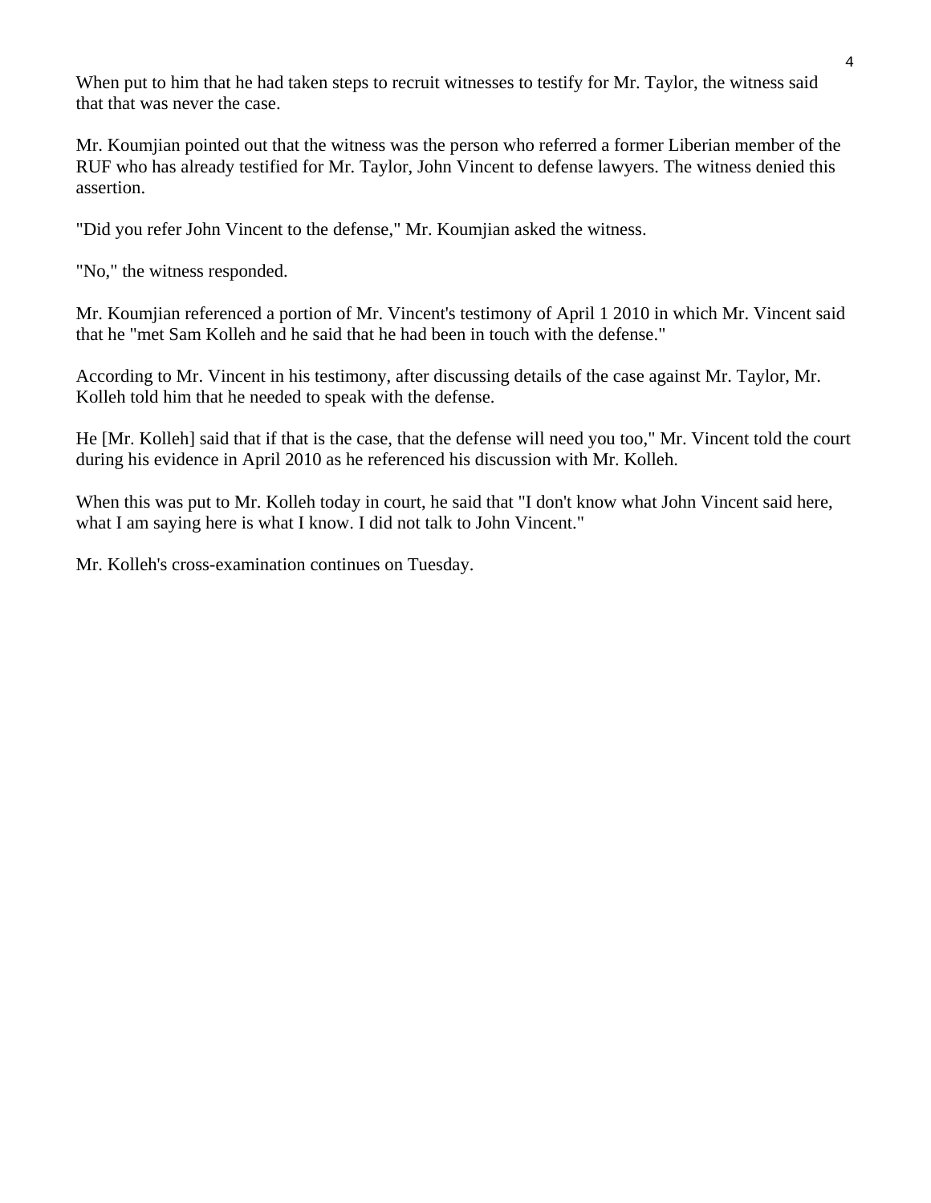When put to him that he had taken steps to recruit witnesses to testify for Mr. Taylor, the witness said that that was never the case.

Mr. Koumjian pointed out that the witness was the person who referred a former Liberian member of the RUF who has already testified for Mr. Taylor, John Vincent to defense lawyers. The witness denied this assertion.

"Did you refer John Vincent to the defense," Mr. Koumjian asked the witness.

"No," the witness responded.

Mr. Koumjian referenced a portion of Mr. Vincent's testimony of April 1 2010 in which Mr. Vincent said that he "met Sam Kolleh and he said that he had been in touch with the defense."

According to Mr. Vincent in his testimony, after discussing details of the case against Mr. Taylor, Mr. Kolleh told him that he needed to speak with the defense.

He [Mr. Kolleh] said that if that is the case, that the defense will need you too," Mr. Vincent told the court during his evidence in April 2010 as he referenced his discussion with Mr. Kolleh.

When this was put to Mr. Kolleh today in court, he said that "I don't know what John Vincent said here, what I am saying here is what I know. I did not talk to John Vincent."

Mr. Kolleh's cross-examination continues on Tuesday.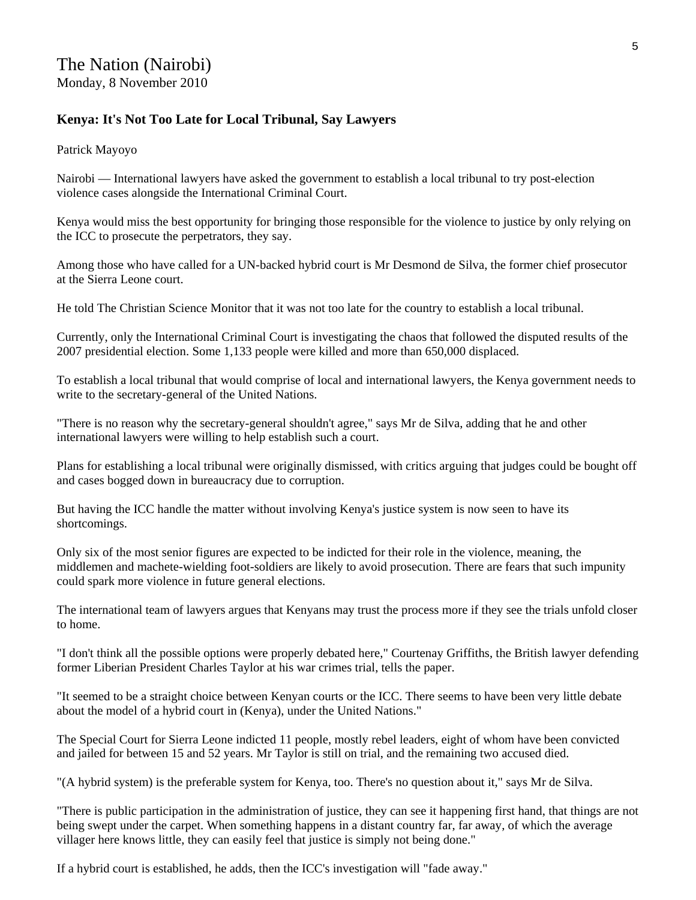# The Nation (Nairobi)

Monday, 8 November 2010

### Kenya: It's Not Too Late for Local Tribunal, Say Lawyers

Patrick Mayoyo

Nairobi — International lawyers have asked the government to establish a local tribunal to try post-election violence cases alongside the International Criminal Court.

Kenya would miss the best opportunity for bringing those responsible for the violence to justice by only relying on the ICC to prosecute the perpetrators, they say.

Among those who have called for a UN-backed hybrid court is Mr Desmond de Silva, the former chief prosecutor at the Sierra Leone court.

He told The Christian Science Monitor that it was not too late for the country to establish a local tribunal.

Currently, only the International Criminal Court is investigating the chaos that followed the disputed results of the 2007 presidential election. Some 1,133 people were killed and more than 650,000 displaced.

To establish a local tribunal that would comprise of local and international lawyers, the Kenya government needs to write to the secretary-general of the United Nations.

"There is no reason why the secretary-general shouldn't agree," says Mr de Silva, adding that he and other international lawyers were willing to help establish such a court.

Plans for establishing a local tribunal were originally dismissed, with critics arguing that judges could be bought off and cases bogged down in bureaucracy due to corruption.

But having the ICC handle the matter without involving Kenya's justice system is now seen to have its shortcomings.

Only six of the most senior figures are expected to be indicted for their role in the violence, meaning, the middlemen and machete-wielding foot-soldiers are likely to avoid prosecution. There are fears that such impunity could spark more violence in future general elections.

The international team of lawyers argues that Kenyans may trust the process more if they see the trials unfold closer to home.

"I don't think all the possible options were properly debated here," Courtenay Griffiths, the British lawyer defending former Liberian President Charles Taylor at his war crimes trial, tells the paper.

"It seemed to be a straight choice between Kenyan courts or the ICC. There seems to have been very little debate about the model of a hybrid court in (Kenya), under the United Nations."

The Special Court for Sierra Leone indicted 11 people, mostly rebel leaders, eight of whom have been convicted and jailed for between 15 and 52 years. Mr Taylor is still on trial, and the remaining two accused died.

"(A hybrid system) is the preferable system for Kenya, too. There's no question about it," says Mr de Silva.

"There is public participation in the administration of justice, they can see it happening first hand, that things are not being swept under the carpet. When something happens in a distant country far, far away, of which the average villager here knows little, they can easily feel that justice is simply not being done."

If a hybrid court is established, he adds, then the ICC's investigation will "fade away."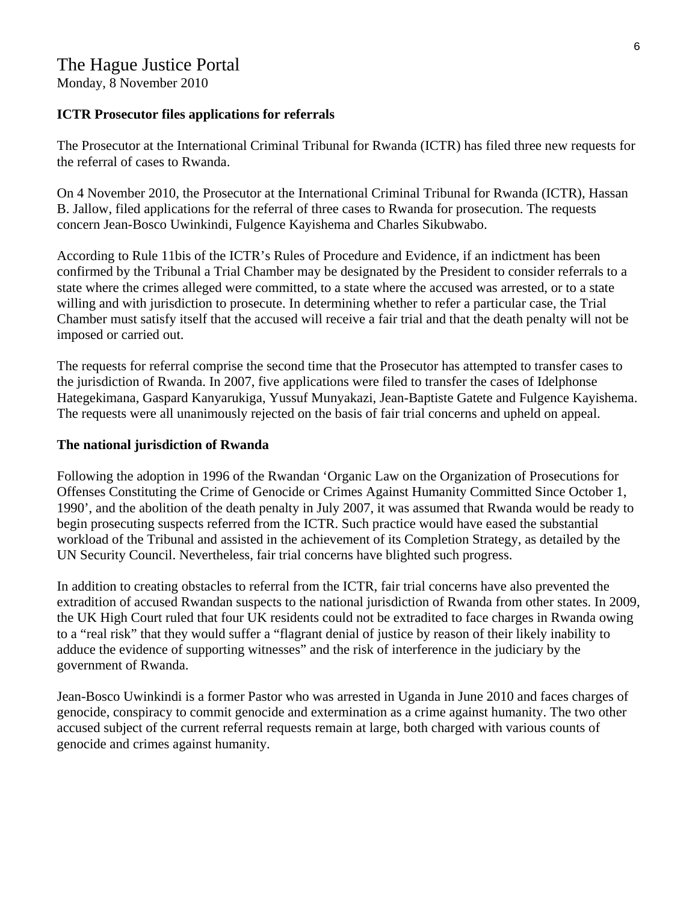# The Hague Justice Portal

Monday, 8 November 2010

**ICTR Prosecutor files applications for referrals**

The Prosecutor at the International Criminal Tribunal for Rwanda (ICTR) has filed three new requests for the referral of cases to Rwanda.

On 4 November 2010, the Prosecutor at the International Criminal Tribunal for Rwanda (ICTR), Hassan B. Jallow, filed applications for the referral of three cases to Rwanda for prosecution. The requests concern Jean-Bosco Uwinkindi, Fulgence Kayishema and Charles Sikubwabo.

According to Rule 11bis of the ICTR's Rules of Procedure and Evidence, if an indictment has been confirmed by the Tribunal a Trial Chamber may be designated by the President to consider referrals to a state where the crimes alleged were committed, to a state where the accused was arrested, or to a state willing and with jurisdiction to prosecute. In determining whether to refer a particular case, the Trial Chamber must satisfy itself that the accused will receive a fair trial and that the death penalty will not be imposed or carried out.

The requests for referral comprise the second time that the Prosecutor has attempted to transfer cases to the jurisdiction of Rwanda. In 2007, five applications were filed to transfer the cases of Idelphonse Hategekimana, Gaspard Kanyarukiga, Yussuf Munyakazi, Jean-Baptiste Gatete and Fulgence Kayishema. The requests were all unanimously rejected on the basis of fair trial concerns and upheld on appeal.

**The national jurisdiction of Rwanda**

Following the adoption in 1996 of the Rwandan 'Organic Law on the Organization of Prosecutions for Offenses Constituting the Crime of Genocide or Crimes Against Humanity Committed Since October 1, 1990', and the abolition of the death penalty in July 2007, it was assumed that Rwanda would be ready to begin prosecuting suspects referred from the ICTR. Such practice would have eased the substantial workload of the Tribunal and assisted in the achievement of its Completion Strategy, as detailed by the UN Security Council. Nevertheless, fair trial concerns have blighted such progress.

In addition to creating obstacles to referral from the ICTR, fair trial concerns have also prevented the extradition of accused Rwandan suspects to the national jurisdiction of Rwanda from other states. In 2009, the UK High Court ruled that four UK residents could not be extradited to face charges in Rwanda owing to a "real risk" that they would suffer a "flagrant denial of justice by reason of their likely inability to adduce the evidence of supporting witnesses" and the risk of interference in the judiciary by the government of Rwanda.

Jean-Bosco Uwinkindi is a former Pastor who was arrested in Uganda in June 2010 and faces charges of genocide, conspiracy to commit genocide and extermination as a crime against humanity. The two other accused subject of the current referral requests remain at large, both charged with various counts of genocide and crimes against humanity.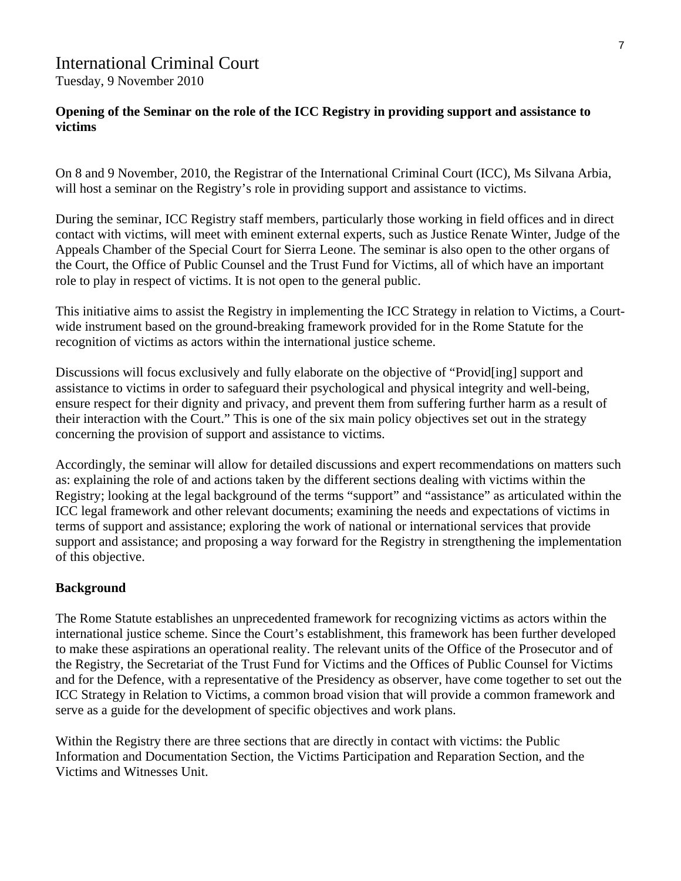# International Criminal Court

Tuesday, 9 November 2010

**Opening of the Seminar on the role of the ICC Registry in providing support and assistance to victims**

On 8 and 9 November, 2010, the Registrar of the International Criminal Court (ICC), Ms Silvana Arbia, will host a seminar on the Registry's role in providing support and assistance to victims.

During the seminar, ICC Registry staff members, particularly those working in field offices and in direct contact with victims, will meet with eminent external experts, such as Justice Renate Winter, Judge of the Appeals Chamber of the Special Court for Sierra Leone. The seminar is also open to the other organs of the Court, the Office of Public Counsel and the Trust Fund for Victims, all of which have an important role to play in respect of victims. It is not open to the general public.

This initiative aims to assist the Registry in implementing the ICC Strategy in relation to Victims, a Court-wide instrument based on the ground-breaking framework provided for in the Rome Statute for the recognition of victims as actors within the international justice scheme.

Discussions will focus exclusively and fully elaborate on the objective of "Provid[ing] support and assistance to victims in order to safeguard their psychological and physical integrity and well-being, ensure respect for their dignity and privacy, and prevent them from suffering further harm as a result of their interaction with the Court." This is one of the six main policy objectives set out in the strategy concerning the provision of support and assistance to victims.

Accordingly, the seminar will allow for detailed discussions and expert recommendations on matters such as: explaining the role of and actions taken by the different sections dealing with victims within the Registry; looking at the legal background of the terms "support" and "assistance" as articulated within the ICC legal framework and other relevant documents; examining the needs and expectations of victims in terms of support and assistance; exploring the work of national or international services that provide support and assistance; and proposing a way forward for the Registry in strengthening the implementation of this objective.

**Background**

The Rome Statute establishes an unprecedented framework for recognizing victims as actors within the international justice scheme. Since the Court's establishment, this framework has been further developed to make these aspirations an operational reality. The relevant units of the Office of the Prosecutor and of the Registry, the Secretariat of the Trust Fund for Victims and the Offices of Public Counsel for Victims and for the Defence, with a representative of the Presidency as observer, have come together to set out the ICC Strategy in Relation to Victims, a common broad vision that will provide a common framework and serve as a guide for the development of specific objectives and work plans.

Within the Registry there are three sections that are directly in contact with victims: the Public Information and Documentation Section, the Victims Participation and Reparation Section, and the Victims and Witnesses Unit.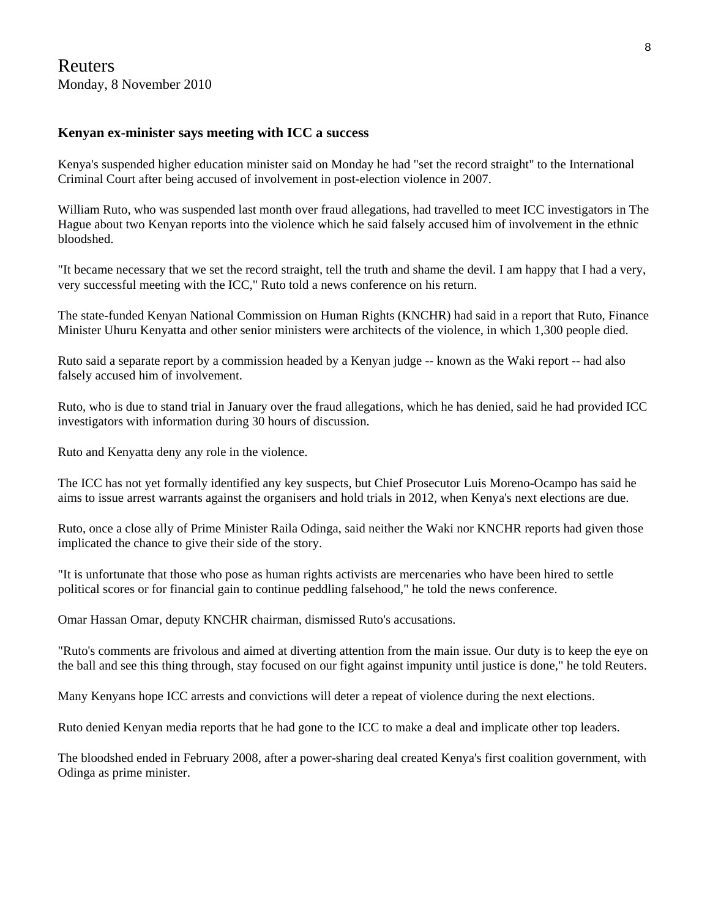Reuters
Monday, 8 November 2010

### Kenyan ex-minister says meeting with ICC a success

Kenya's suspended higher education minister said on Monday he had "set the record straight" to the International Criminal Court after being accused of involvement in post-election violence in 2007.

William Ruto, who was suspended last month over fraud allegations, had travelled to meet ICC investigators in The Hague about two Kenyan reports into the violence which he said falsely accused him of involvement in the ethnic bloodshed.

"It became necessary that we set the record straight, tell the truth and shame the devil. I am happy that I had a very, very successful meeting with the ICC," Ruto told a news conference on his return.

The state-funded Kenyan National Commission on Human Rights (KNCHR) had said in a report that Ruto, Finance Minister Uhuru Kenyatta and other senior ministers were architects of the violence, in which 1,300 people died.

Ruto said a separate report by a commission headed by a Kenyan judge -- known as the Waki report -- had also falsely accused him of involvement.

Ruto, who is due to stand trial in January over the fraud allegations, which he has denied, said he had provided ICC investigators with information during 30 hours of discussion.

Ruto and Kenyatta deny any role in the violence.

The ICC has not yet formally identified any key suspects, but Chief Prosecutor Luis Moreno-Ocampo has said he aims to issue arrest warrants against the organisers and hold trials in 2012, when Kenya's next elections are due.

Ruto, once a close ally of Prime Minister Raila Odinga, said neither the Waki nor KNCHR reports had given those implicated the chance to give their side of the story.

"It is unfortunate that those who pose as human rights activists are mercenaries who have been hired to settle political scores or for financial gain to continue peddling falsehood," he told the news conference.

Omar Hassan Omar, deputy KNCHR chairman, dismissed Ruto's accusations.

"Ruto's comments are frivolous and aimed at diverting attention from the main issue. Our duty is to keep the eye on the ball and see this thing through, stay focused on our fight against impunity until justice is done," he told Reuters.

Many Kenyans hope ICC arrests and convictions will deter a repeat of violence during the next elections.

Ruto denied Kenyan media reports that he had gone to the ICC to make a deal and implicate other top leaders.

The bloodshed ended in February 2008, after a power-sharing deal created Kenya's first coalition government, with Odinga as prime minister.